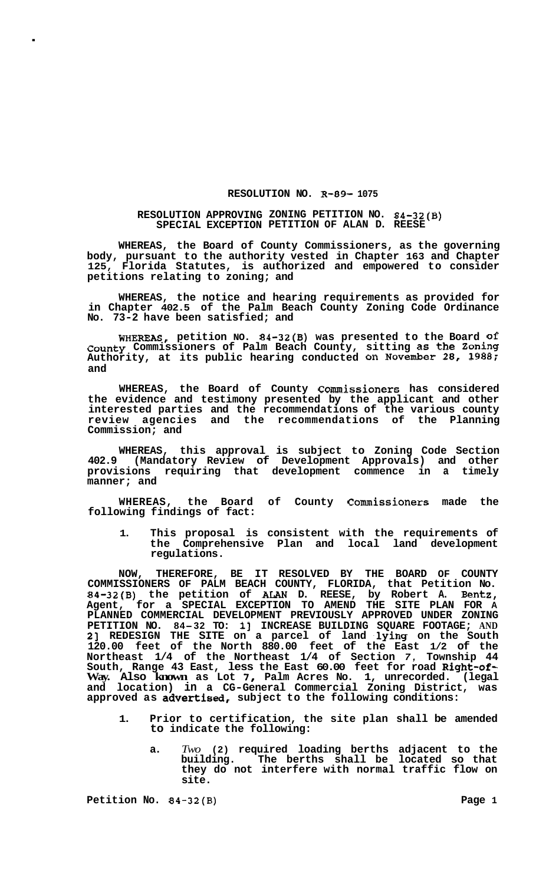# RESOLUTION NO. R-89- 1075

## RESOLUTION APPROVING ZONING PETITION NO. 84-32(B) SPECIAL EXCEPTION PETITION OF ALAN D. REESE

**WHEREAS, the Board of County Commissioners, as the governing body, pursuant to the authority vested in Chapter 163 and Chapter 125, Florida Statutes, is authorized and empowered to consider petitions relating to zoning; and**

**WHEREAS, the notice and hearing requirements as provided for in Chapter 402.5 of the Palm Beach County Zoning Code Ordinance No. 73-2 have been satisfied; and**

**WHEREAS, petition NO. 84-32(B) was presented to the Board of County Commissioners of Palm Beach County, sitting as the Zoning Authority, at its public hearing conducted on November 28, 1988; and**

**WHEREAS, the Board of County Commissioners has considered the evidence and testimony presented by the applicant and other interested parties and the recommendations of the various county review agencies and the recommendations of the Planning Commission; and**

**WHEREAS, this approval is subject to Zoning Code Section 402.9 (Mandatory Review of Development Approvals) and other provisions requiring that development commence in a timely manner; and**

**WHEREAS, the Board of County Commissioners made the following findings of fact:**

1. **This proposal is consistent with the requirements of the Comprehensive Plan and local land development regulations.**

**NOW, THEREFORE, BE IT RESOLVED BY THE BOARD OF COUNTY COMMISSIONERS OF PALM BEACH COUNTY, FLORIDA, that Petition No. 84-32(B) the petition of ALAN D. REESE, by Robert A. Bentz, Agent, for a SPECIAL EXCEPTION TO AMEND THE SITE PLAN FOR A PLANNED COMMERCIAL DEVELOPMENT PREVIOUSLY APPROVED UNDER ZONING PETITION NO. 84-32 TO: 1] INCREASE BUILDING SQUARE FOOTAGE; AND 2] REDESIGN THE SITE on a parcel of land lying on the South 120.00 feet of the North 880.00 feet of the East 1/2 of the Northeast 1/4 of the Northeast 1/4 of Section 7, Township 44 South, Range 43 East, less the East 60.00 feet for road Right-of-Way. Also known as Lot 7, Palm Acres No. 1, unrecorded. (legal and location) in a CG-General Commercial Zoning District, was approved as advertised, subject to the following conditions:**

1. **Prior to certification, the site plan shall be amended to indicate the following:**

   a. *Two* **(2) required loading berths adjacent to the building. The berths shall be located so that they do not interfere with normal traffic flow on site.**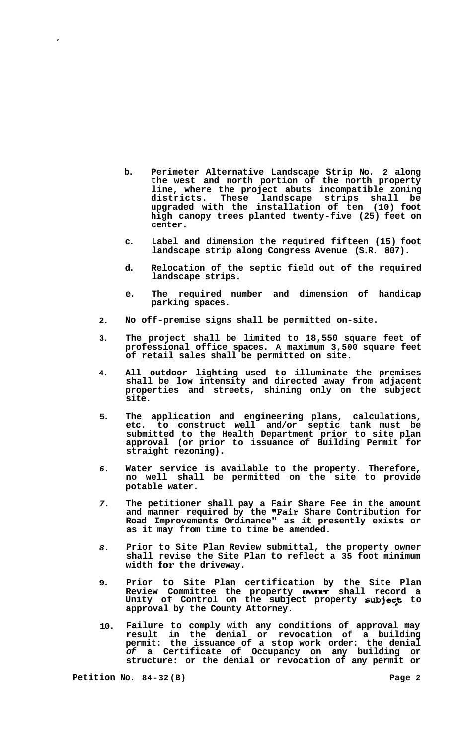b. Perimeter Alternative Landscape Strip No. 2 along the west and north portion of the north property line, where the project abuts incompatible zoning districts. These landscape strips shall be upgraded with the installation of ten (10) foot high canopy trees planted twenty-five (25) feet on center.

c. Label and dimension the required fifteen (15) foot landscape strip along Congress Avenue (S.R. 807).

d. Relocation of the septic field out of the required landscape strips.

e. The required number and dimension of handicap parking spaces.

2. No off-premise signs shall be permitted on-site.

3. The project shall be limited to 18,550 square feet of professional office spaces. A maximum 3,500 square feet of retail sales shall be permitted on site.

4. All outdoor lighting used to illuminate the premises shall be low intensity and directed away from adjacent properties and streets, shining only on the subject site.

5. The application and engineering plans, calculations, etc. to construct well and/or septic tank must be submitted to the Health Department prior to site plan approval (or prior to issuance of Building Permit for straight rezoning).

6. Water service is available to the property. Therefore, no well shall be permitted on the site to provide potable water.

7. The petitioner shall pay a Fair Share Fee in the amount and manner required by the "Fair Share Contribution for Road Improvements Ordinance" as it presently exists or as it may from time to time be amended.

8. Prior to Site Plan Review submittal, the property owner shall revise the Site Plan to reflect a 35 foot minimum width for the driveway.

9. Prior to Site Plan certification by the Site Plan Review Committee the property owner shall record a Unity of Control on the subject property subject to approval by the County Attorney.

10. Failure to comply with any conditions of approval may result in the denial or revocation of a building permit: the issuance of a stop work order: the denial of a Certificate of Occupancy on any building or structure: or the denial or revocation of any permit or

Petition No. 84-32(B)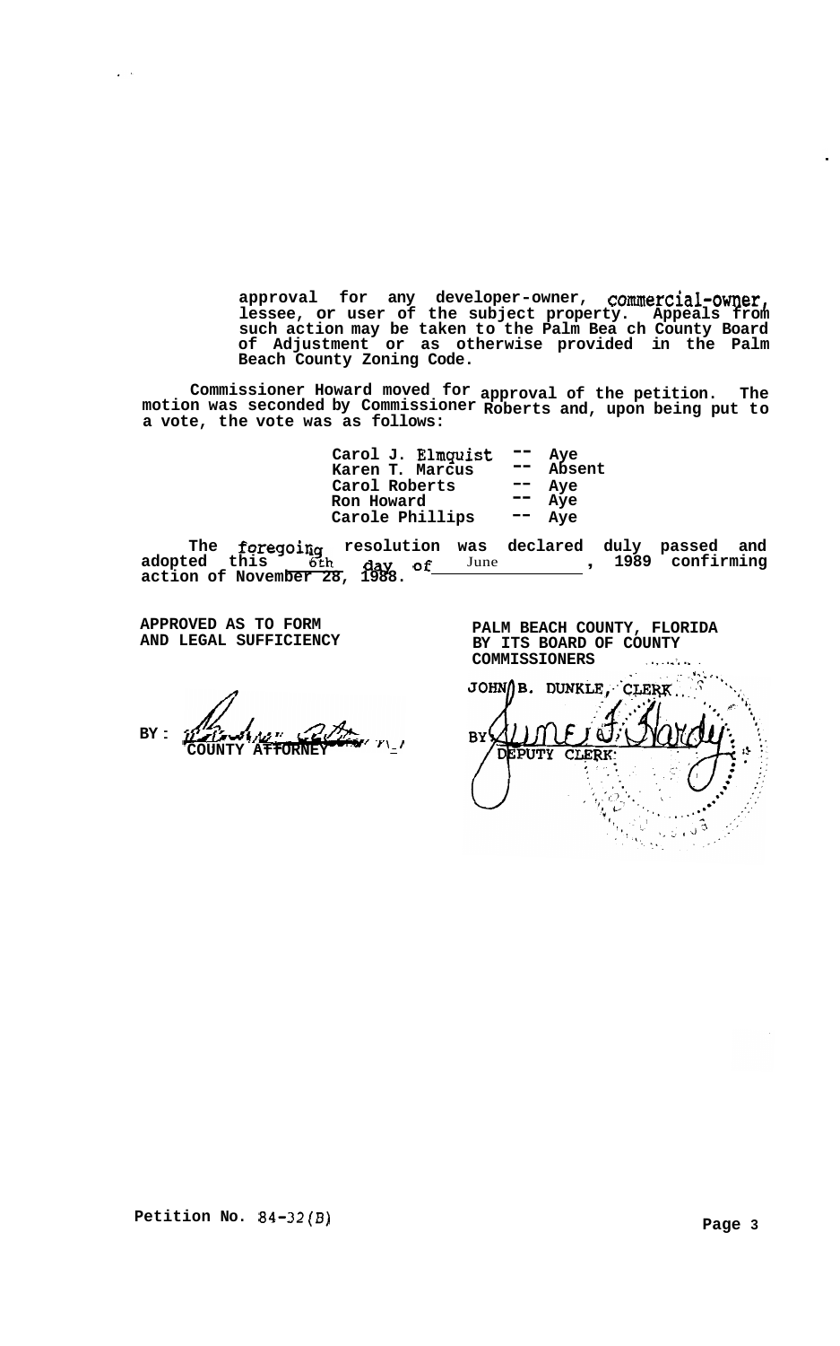approval for any developer-owner, commercial-owner, lessee, or user of the subject property. Appeals from such action may be taken to the Palm Beach County Board of Adjustment or as otherwise provided in the Palm Beach County Zoning Code.

Commissioner Howard moved for approval of the petition. The motion was seconded by Commissioner Roberts and, upon being put to a vote, the vote was as follows:

| | | |
|---|---|---|
| Carol J. Elmquist | -- | Aye |
| Karen T. Marcus | -- | Absent |
| Carol Roberts | -- | Aye |
| Ron Howard | -- | Aye |
| Carole Phillips | -- | Aye |

The foregoing resolution was declared duly passed and adopted this 6th day of June, 1989 confirming action of November 28, 1988.

APPROVED AS TO FORM AND LEGAL SUFFICIENCY

BY: COUNTY ATTORNEY

PALM BEACH COUNTY, FLORIDA BY ITS BOARD OF COUNTY COMMISSIONERS

JOHN B. DUNKLE, CLERK

BY: DEPUTY CLERK

Petition No. 84-32(B)